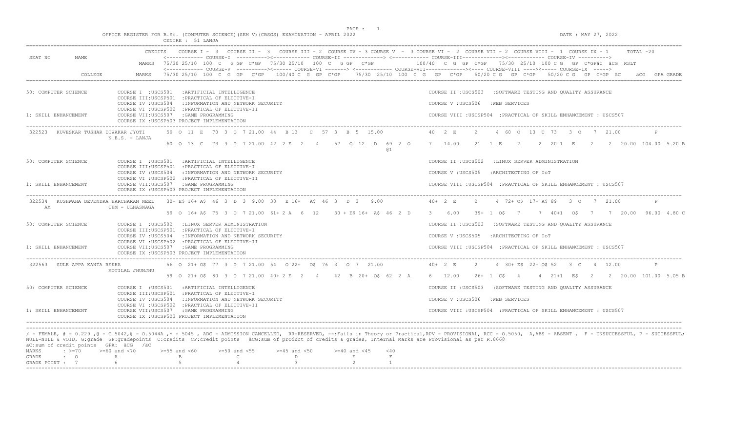OFFICE REGISTER FOR B.Sc. (COMPUTER SCIENCE)(SEM V)(CBSGS) EXAMINATION - APRIL 2022

CENTRE : 51 LANJA

DATE : MAY 27, 2022

```
SEAT NO   NAME              CREDITS   COURSE I - 3  COURSE II - 3  COURSE III - 2 COURSE IV - 3 COURSE V - 3 COURSE VI - 2  COURSE VII - 2  COURSE VIII - 1  COURSE IX - 1     TOTAL -20
                                      <------------ COURSE-I ----------><------------ COURSE-II -------------> <------------ COURSE-III-------------><------------ COURSE-IV ---------->
                            MARKS     75/30 25/10  100  C   G GP  C*GP   75/30 25/10  100  C   G GP  C*GP         100/40  C  G  GP  C*GP    75/30  25/10 100 C G  GP  C*GPäC  äCG  RSLT
                                      <------------ COURSE-V ----------><------ COURSE-VI -------> <------------ COURSE-VII-------------><------ COURSE-VIII ----><----- COURSE-IX ----->
          COLLEGE           MARKS     75/30 25/10  100  C  G  GP   C*GP    100/40 C  G  GP  C*GP    75/30  25/10  100  C  G   GP   C*GP    50/20 C G   GP  C*GP    50/20 C G   GP  C*GP  äC     äCG   GPA GRADE
```

50: COMPUTER SCIENCE
- COURSE I :USCS501 :ARTIFICIAL INTELLIGENCE
- COURSE II :USCS503 :SOFTWARE TESTING AND QUALITY ASSURANCE
- COURSE III:USCSP501 :PRACTICAL OF ELECTIVE-I
- COURSE IV :USCS504 :INFORMATION AND NETWORK SECURITY
- COURSE V :USCS506 :WEB SERVICES
- COURSE VI :USCSP502 :PRACTICAL OF ELECTIVE-II

1: SKILL ENHANCEMENT
- COURSE VII:USCS507 :GAME PROGRAMMING
- COURSE VIII :USCSP504 :PRACTICAL OF SKILL ENHANCEMENT : USCS507
- COURSE IX :USCSP503 PROJECT IMPLEMENTATION

```
322523  KUVESKAR TUSHAR DIWAKAR JYOTI    59 O 11 E  70 3 O 7 21.00  44  B 13   C  57 3  B 5  15.00          40  2 E    2     4 60  O  13  C 73   3 O   7  21.00          P
        N.E.S. - LANJA
                                         60 O 13 C  73 3 O 7 21.00 42 2 E  2   4    57  O 12  D  69 2 O    7  14.00    21  1 E    2     2  20 1  E    2    2  20.00 104.00 5.20 B
                                                                                                @1
```

50: COMPUTER SCIENCE
- COURSE I :USCS501 :ARTIFICIAL INTELLIGENCE
- COURSE II :USCS502 :LINUX SERVER ADMINISTRATION
- COURSE III:USCSP501 :PRACTICAL OF ELECTIVE-I
- COURSE IV :USCS504 :INFORMATION AND NETWORK SECURITY
- COURSE V :USCS505 :ARCHITECTING OF IoT
- COURSE VI :USCSP502 :PRACTICAL OF ELECTIVE-II

1: SKILL ENHANCEMENT
- COURSE VII:USCS507 :GAME PROGRAMMING
- COURSE VIII :USCSP504 :PRACTICAL OF SKILL ENHANCEMENT : USCS507
- COURSE IX :USCSP503 PROJECT IMPLEMENTATION

```
322534  KUSHWAHA DEVENDRA HARCHARAN NEEL  30+ E$ 16+ A$  46 3 D 3  9.00  30  E 16+  A$ 46 3  D 3   9.00          40+ 2 E    2     4 72+ O$ 17+ A$ 89   3 O   7  21.00          P
        AM                 CHM - ULHASNAGA
                                         59 O 16+ A$  75 3 O 7 21.00  61+ 2 A  6  12    30 + E$ 16+  A$ 46 2 D    3   6.00    39+ 1 O$   7     7  40+1  O$   7    7  20.00  96.00 4.80 C
```

50: COMPUTER SCIENCE
- COURSE I :USCS502 :LINUX SERVER ADMINISTRATION
- COURSE II :USCS503 :SOFTWARE TESTING AND QUALITY ASSURANCE
- COURSE III:USCSP501 :PRACTICAL OF ELECTIVE-I
- COURSE IV :USCS504 :INFORMATION AND NETWORK SECURITY
- COURSE V :USCS505 :ARCHITECTING OF IoT
- COURSE VI :USCSP502 :PRACTICAL OF ELECTIVE-II

1: SKILL ENHANCEMENT
- COURSE VII:USCS507 :GAME PROGRAMMING
- COURSE VIII :USCSP504 :PRACTICAL OF SKILL ENHANCEMENT : USCS507
- COURSE IX :USCSP503 PROJECT IMPLEMENTATION

```
322563  SULE APPA KANTA REKHA             56 O 21+ O$ 77 3 O 7 21.00  54  O 22+  O$ 76 3  O 7  21.00          40+ 2 E    2     4 30+ E$ 22+ O$ 52   3 C   4  12.00          P
                           MOTILAL JHUNJHU
                                         59 O 21+ O$ 80 3 O 7 21.00  40+ 2 E  2   4    42  B 20+ O$ 62 2 A    6  12.00    26+ 1 C$   4     4  21+1  E$   2    2  20.00 101.00 5.05 B
```

50: COMPUTER SCIENCE
- COURSE I :USCS501 :ARTIFICIAL INTELLIGENCE
- COURSE II :USCS503 :SOFTWARE TESTING AND QUALITY ASSURANCE
- COURSE III:USCSP501 :PRACTICAL OF ELECTIVE-I
- COURSE IV :USCS504 :INFORMATION AND NETWORK SECURITY
- COURSE V :USCS506 :WEB SERVICES
- COURSE VI :USCSP502 :PRACTICAL OF ELECTIVE-II

1: SKILL ENHANCEMENT
- COURSE VII:USCS507 :GAME PROGRAMMING
- COURSE VIII :USCSP504 :PRACTICAL OF SKILL ENHANCEMENT : USCS507
- COURSE IX :USCSP503 PROJECT IMPLEMENTATION

/ - FEMALE, # - 0.229 ,@ - 0.5042,@ - 0.5044A ,* - 5045 , ADC - ADMISSION CANCELLED, RR-RESERVED, --:Fails in Theory or Practical,RPV - PROVISIONAL, RCC - 0.5050, A,ABS - ABSENT , F - UNSUCCESSFUL, P - SUCCESSFUL; NULL-NULL & VOID, G:grade GP:gradepoints C:credits CP:credit points äCG:sum of product of credits & grades, Internal Marks are Provisional as per R.8668

äC:sum of credit points GPA: äCG /äC

| MARKS | : >=70 | >=60 and <70 | >=55 and <60 | >=50 and <55 | >=45 and <50 | >=40 and <45 | <40 |
|---|---|---|---|---|---|---|---|
| GRADE | : O | A | B | C | D | E | F |
| GRADE POINT | : 7 | 6 | 5 | 4 | 3 | 2 | 1 |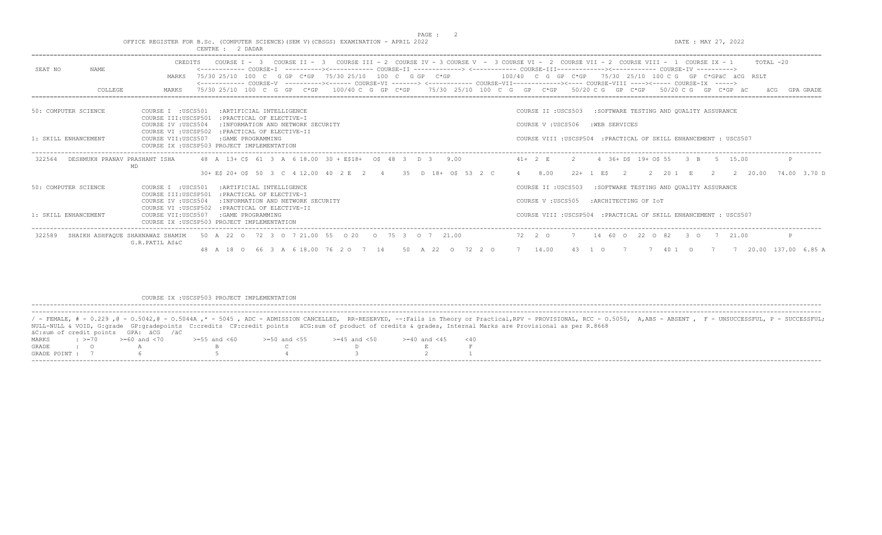OFFICE REGISTER FOR B.Sc. (COMPUTER SCIENCE)(SEM V)(CBSGS) EXAMINATION - APRIL 2022

CENTRE : 2 DADAR

DATE : MAY 27, 2022

```
                  CREDITS   COURSE I - 3  COURSE II - 3  COURSE III - 2  COURSE IV - 3 COURSE V - 3 COURSE VI - 2  COURSE VII - 2  COURSE VIII - 1  COURSE IX - 1     TOTAL -20
SEAT NO    NAME             <------------ COURSE-I ----------><------------ COURSE-II -------------> <------------ COURSE-III------------><------------ COURSE-IV ---------->
                  MARKS   75/30 25/10 100 C  G GP C*GP  75/30 25/10  100 C  G GP  C*GP         100/40  C  G GP  C*GP   75/30 25/10 100 C G  GP C*GPäC äCG RSLT
                            <------------ COURSE-V ----------><------- COURSE-VI -------> <------------ COURSE-VII------------><---- COURSE-VIII ----><----- COURSE-IX ----->
        COLLEGE   MARKS   75/30 25/10 100 C G GP  C*GP   100/40 C G GP C*GP    75/30 25/10 100 C G  GP  C*GP   50/20 C G  GP C*GP   50/20 C G  GP C*GP äC    äCG  GPA GRADE
```

```
50: COMPUTER SCIENCE     COURSE I  :USCS501   :ARTIFICIAL INTELLIGENCE                  COURSE II :USCS503   :SOFTWARE TESTING AND QUALITY ASSURANCE
                         COURSE III:USCSP501  :PRACTICAL OF ELECTIVE-I
                         COURSE IV :USCS504   :INFORMATION AND NETWORK SECURITY          COURSE V :USCS506   :WEB SERVICES
                         COURSE VI :USCSP502  :PRACTICAL OF ELECTIVE-II
1: SKILL ENHANCEMENT     COURSE VII:USCS507   :GAME PROGRAMMING                          COURSE VIII :USCSP504  :PRACTICAL OF SKILL ENHANCEMENT : USCS507
                         COURSE IX :USCSP503 PROJECT IMPLEMENTATION
```

```
322564  DESHMUKH PRANAV PRASHANT ISHA   48 A 13+ C$ 61 3 A 6 18.00  30 + E$18+  O$ 48 3  D 3   9.00       41+ 2 E    2    4 36+ D$ 19+ O$ 55   3 B   5  15.00        P
        MD
                                        30+ E$ 20+ O$ 50 3 C 4 12.00  40 2 E  2   4    35  D 18+ O$ 53 2 C   4   8.00    22+ 1 E$   2    2  20 1  E    2    2  20.00  74.00 3.70 D
```

```
50: COMPUTER SCIENCE     COURSE I  :USCS501   :ARTIFICIAL INTELLIGENCE                  COURSE II :USCS503   :SOFTWARE TESTING AND QUALITY ASSURANCE
                         COURSE III:USCSP501  :PRACTICAL OF ELECTIVE-I
                         COURSE IV :USCS504   :INFORMATION AND NETWORK SECURITY          COURSE V :USCS505   :ARCHITECTING OF IoT
                         COURSE VI :USCSP502  :PRACTICAL OF ELECTIVE-II
1: SKILL ENHANCEMENT     COURSE VII:USCS507   :GAME PROGRAMMING                          COURSE VIII :USCSP504  :PRACTICAL OF SKILL ENHANCEMENT : USCS507
                         COURSE IX :USCSP503 PROJECT IMPLEMENTATION
```

```
322589  SHAIKH ASHFAQUE SHAHNAWAZ SHAMIM   50 A 22 O  72 3 O 7 21.00  55  O 20   O  75 3  O 7  21.00       72  2 O     7   14 60  O  22 O 82   3 O   7  21.00        P
        G.R.PATIL AS&C
                                           48 A 18 O  66 3 A 6 18.00  76 2 O  7  14    50  A 22  O  72 2 O   7  14.00    43  1 O    7    7  40 1  O    7    7  20.00 137.00 6.85 A
```

COURSE IX :USCSP503 PROJECT IMPLEMENTATION

/ - FEMALE, # - 0.229 ,@ - O.5042,@ - O.5044A ,* - 5045 , ADC - ADMISSION CANCELLED, RR-RESERVED, --:Fails in Theory or Practical,RPV - PROVISIONAL, RCC - O.5050, A,ABS - ABSENT , F - UNSUCCESSFUL, P - SUCCESSFUL;
NULL-NULL & VOID, G:grade GP:gradepoints C:credits CP:credit points äCG:sum of product of credits & grades, Internal Marks are Provisional as per R.8668
äC:sum of credit points GPA: äCG /äC

| MARKS | : >=70 | >=60 and <70 | >=55 and <60 | >=50 and <55 | >=45 and <50 | >=40 and <45 | <40 |
|---|---|---|---|---|---|---|---|
| GRADE | : O | A | B | C | D | E | F |
| GRADE POINT | : 7 | 6 | 5 | 4 | 3 | 2 | 1 |